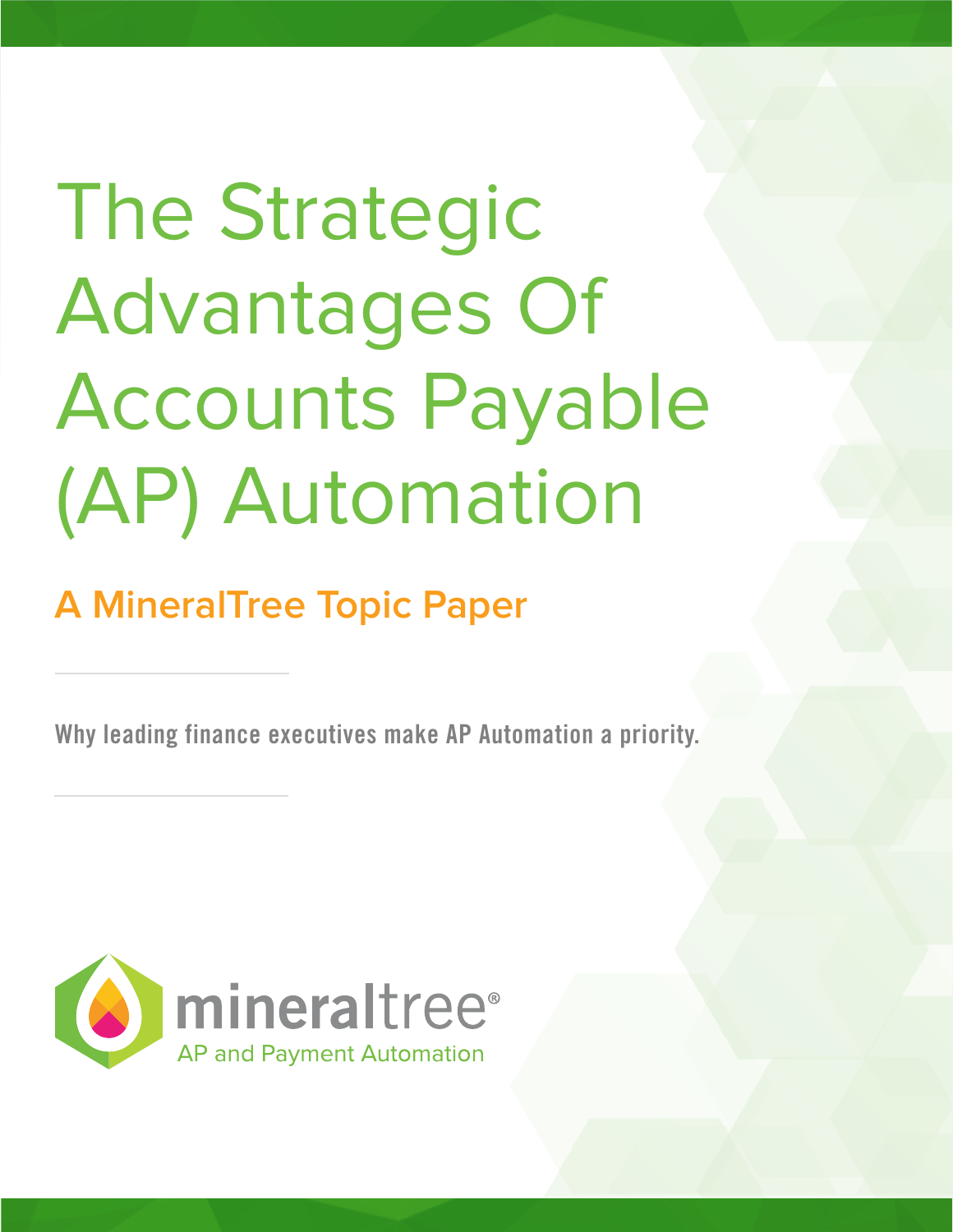# The Strategic Advantages Of Accounts Payable (AP) Automation

## A MineralTree Topic Paper

Why leading finance executives make AP Automation a priority.

mineraltree®

AP and Payment Automation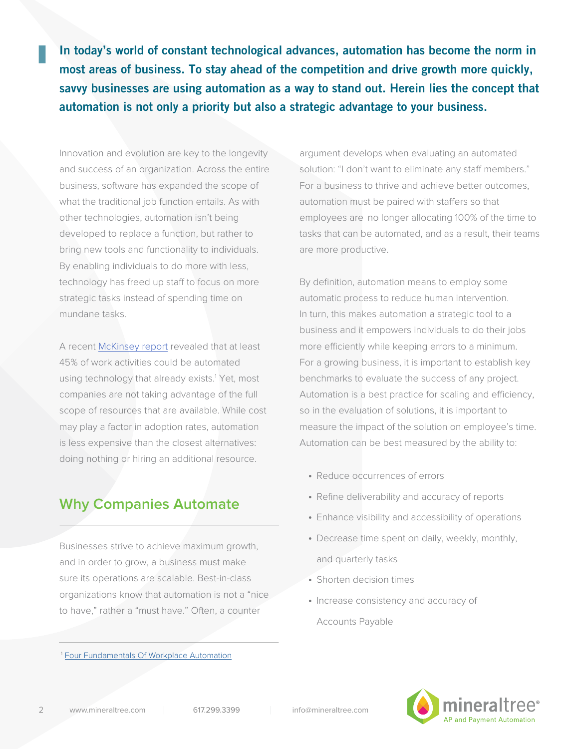**In today's world of constant technological advances, automation has become the norm in most areas of business. To stay ahead of the competition and drive growth more quickly, savvy businesses are using automation as a way to stand out. Herein lies the concept that automation is not only a priority but also a strategic advantage to your business.**

Innovation and evolution are key to the longevity and success of an organization. Across the entire business, software has expanded the scope of what the traditional job function entails. As with other technologies, automation isn't being developed to replace a function, but rather to bring new tools and functionality to individuals. By enabling individuals to do more with less, technology has freed up staff to focus on more strategic tasks instead of spending time on mundane tasks.

A recent McKinsey report revealed that at least 45% of work activities could be automated using technology that already exists.[1] Yet, most companies are not taking advantage of the full scope of resources that are available. While cost may play a factor in adoption rates, automation is less expensive than the closest alternatives: doing nothing or hiring an additional resource.

## Why Companies Automate

Businesses strive to achieve maximum growth, and in order to grow, a business must make sure its operations are scalable. Best-in-class organizations know that automation is not a "nice to have," rather a "must have." Often, a counter argument develops when evaluating an automated solution: "I don't want to eliminate any staff members." For a business to thrive and achieve better outcomes, automation must be paired with staffers so that employees are no longer allocating 100% of the time to tasks that can be automated, and as a result, their teams are more productive.

By definition, automation means to employ some automatic process to reduce human intervention. In turn, this makes automation a strategic tool to a business and it empowers individuals to do their jobs more efficiently while keeping errors to a minimum. For a growing business, it is important to establish key benchmarks to evaluate the success of any project. Automation is a best practice for scaling and efficiency, so in the evaluation of solutions, it is important to measure the impact of the solution on employee's time. Automation can be best measured by the ability to:

- Reduce occurrences of errors
- Refine deliverability and accuracy of reports
- Enhance visibility and accessibility of operations
- Decrease time spent on daily, weekly, monthly, and quarterly tasks
- Shorten decision times
- Increase consistency and accuracy of Accounts Payable

[1] Four Fundamentals Of Workplace Automation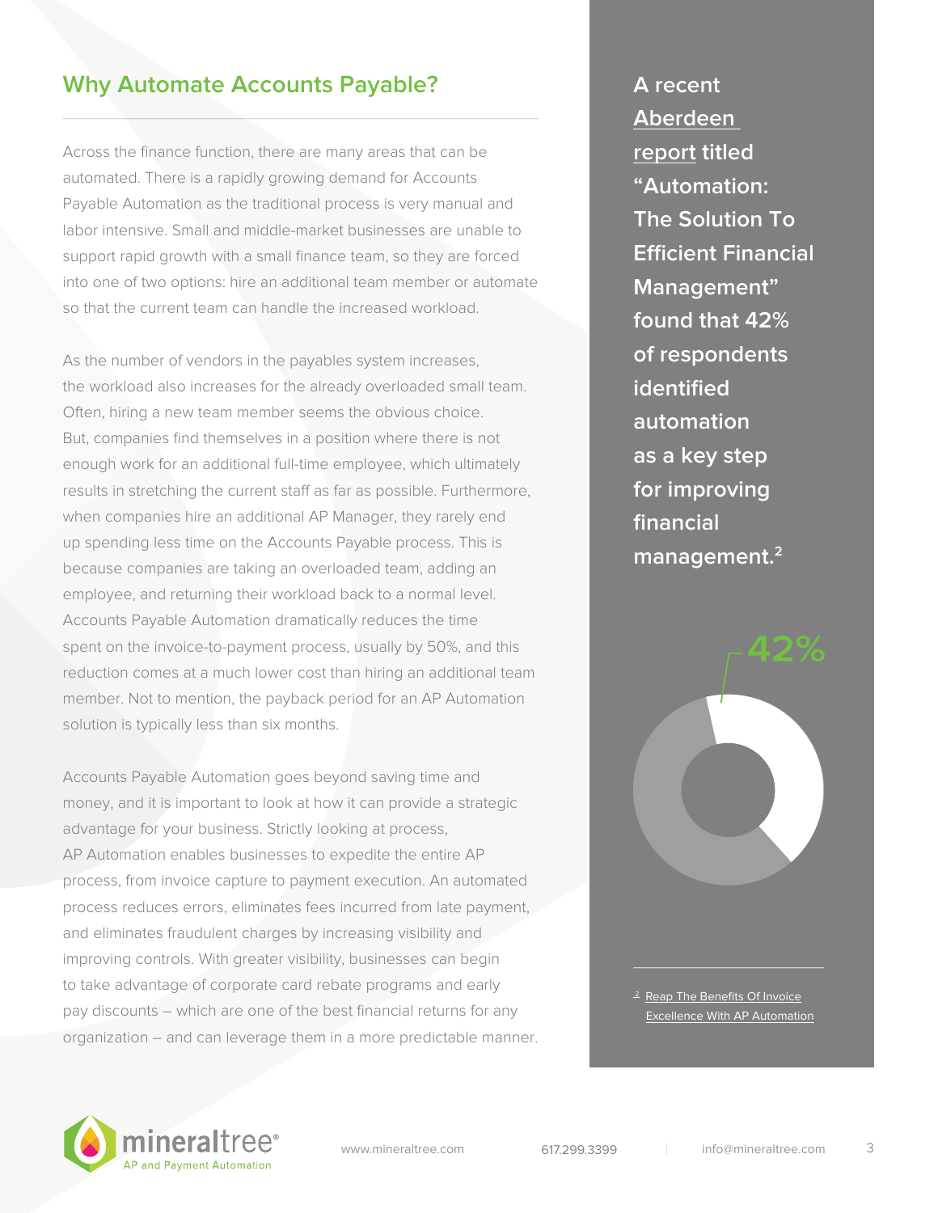## Why Automate Accounts Payable?

Across the finance function, there are many areas that can be automated. There is a rapidly growing demand for Accounts Payable Automation as the traditional process is very manual and labor intensive. Small and middle-market businesses are unable to support rapid growth with a small finance team, so they are forced into one of two options: hire an additional team member or automate so that the current team can handle the increased workload.

As the number of vendors in the payables system increases, the workload also increases for the already overloaded small team. Often, hiring a new team member seems the obvious choice. But, companies find themselves in a position where there is not enough work for an additional full-time employee, which ultimately results in stretching the current staff as far as possible. Furthermore, when companies hire an additional AP Manager, they rarely end up spending less time on the Accounts Payable process. This is because companies are taking an overloaded team, adding an employee, and returning their workload back to a normal level. Accounts Payable Automation dramatically reduces the time spent on the invoice-to-payment process, usually by 50%, and this reduction comes at a much lower cost than hiring an additional team member. Not to mention, the payback period for an AP Automation solution is typically less than six months.

Accounts Payable Automation goes beyond saving time and money, and it is important to look at how it can provide a strategic advantage for your business. Strictly looking at process, AP Automation enables businesses to expedite the entire AP process, from invoice capture to payment execution. An automated process reduces errors, eliminates fees incurred from late payment, and eliminates fraudulent charges by increasing visibility and improving controls. With greater visibility, businesses can begin to take advantage of corporate card rebate programs and early pay discounts – which are one of the best financial returns for any organization – and can leverage them in a more predictable manner.

**A recent Aberdeen report titled "Automation: The Solution To Efficient Financial Management" found that 42% of respondents identified automation as a key step for improving financial management.[2]**

42%

[2] Reap The Benefits Of Invoice Excellence With AP Automation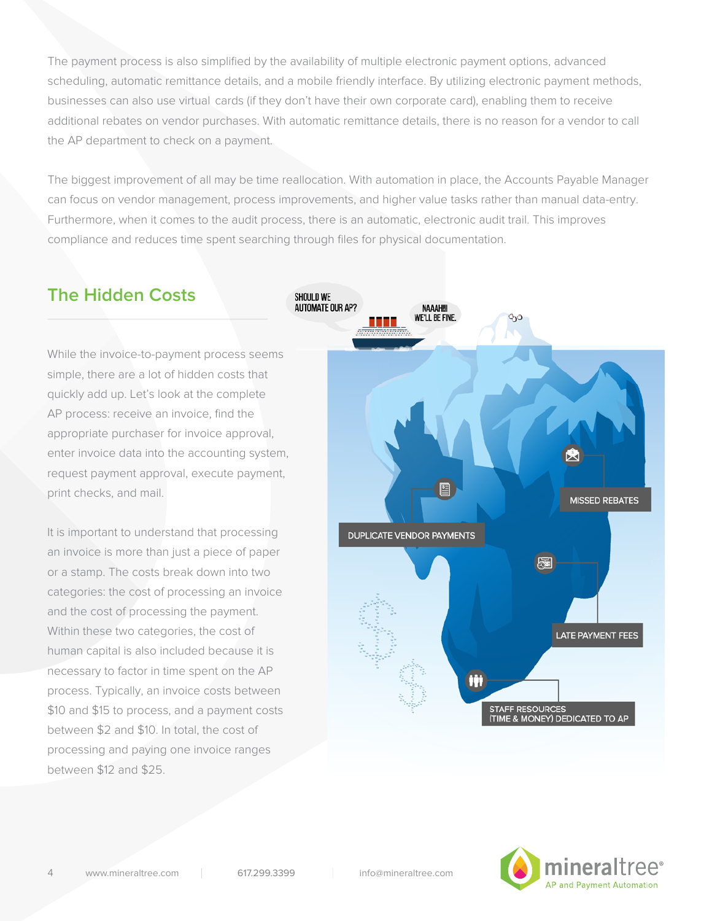The payment process is also simplified by the availability of multiple electronic payment options, advanced scheduling, automatic remittance details, and a mobile friendly interface. By utilizing electronic payment methods, businesses can also use virtual cards (if they don't have their own corporate card), enabling them to receive additional rebates on vendor purchases. With automatic remittance details, there is no reason for a vendor to call the AP department to check on a payment.

The biggest improvement of all may be time reallocation. With automation in place, the Accounts Payable Manager can focus on vendor management, process improvements, and higher value tasks rather than manual data-entry. Furthermore, when it comes to the audit process, there is an automatic, electronic audit trail. This improves compliance and reduces time spent searching through files for physical documentation.

## The Hidden Costs

While the invoice-to-payment process seems simple, there are a lot of hidden costs that quickly add up. Let's look at the complete AP process: receive an invoice, find the appropriate purchaser for invoice approval, enter invoice data into the accounting system, request payment approval, execute payment, print checks, and mail.

It is important to understand that processing an invoice is more than just a piece of paper or a stamp. The costs break down into two categories: the cost of processing an invoice and the cost of processing the payment. Within these two categories, the cost of human capital is also included because it is necessary to factor in time spent on the AP process. Typically, an invoice costs between $10 and $15 to process, and a payment costs between $2 and $10. In total, the cost of processing and paying one invoice ranges between $12 and $25.

SHOULD WE AUTOMATE OUR AP?

NAAAHH!! WE'LL BE FINE.

MISSED REBATES

DUPLICATE VENDOR PAYMENTS

LATE PAYMENT FEES

STAFF RESOURCES (TIME & MONEY) DEDICATED TO AP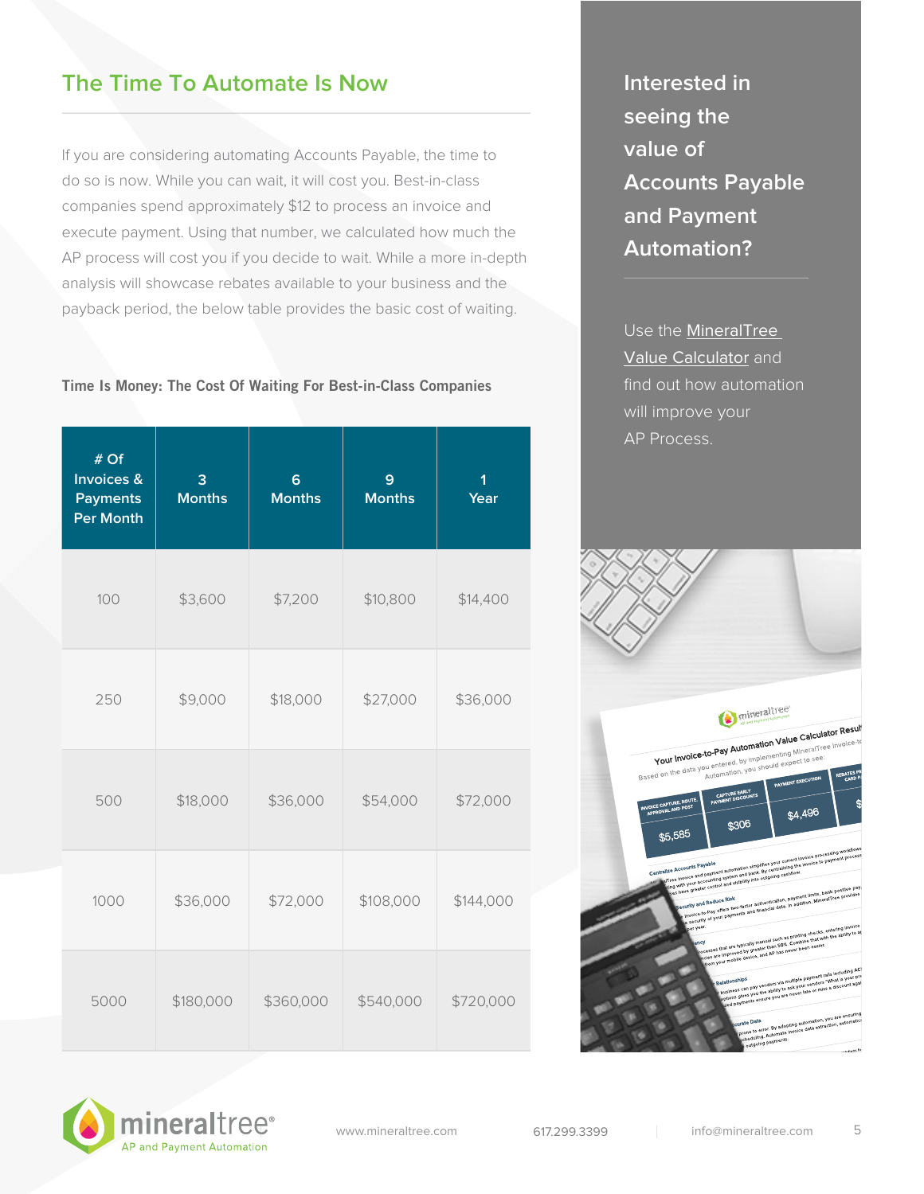## The Time To Automate Is Now

If you are considering automating Accounts Payable, the time to do so is now. While you can wait, it will cost you. Best-in-class companies spend approximately $12 to process an invoice and execute payment. Using that number, we calculated how much the AP process will cost you if you decide to wait. While a more in-depth analysis will showcase rebates available to your business and the payback period, the below table provides the basic cost of waiting.

**Time Is Money: The Cost Of Waiting For Best-in-Class Companies**

| # Of Invoices & Payments Per Month | 3 Months | 6 Months | 9 Months | 1 Year |
|---|---|---|---|---|
| 100 | $3,600 | $7,200 | $10,800 | $14,400 |
| 250 | $9,000 | $18,000 | $27,000 | $36,000 |
| 500 | $18,000 | $36,000 | $54,000 | $72,000 |
| 1000 | $36,000 | $72,000 | $108,000 | $144,000 |
| 5000 | $180,000 | $360,000 | $540,000 | $720,000 |

### Interested in seeing the value of Accounts Payable and Payment Automation?

Use the MineralTree Value Calculator and find out how automation will improve your AP Process.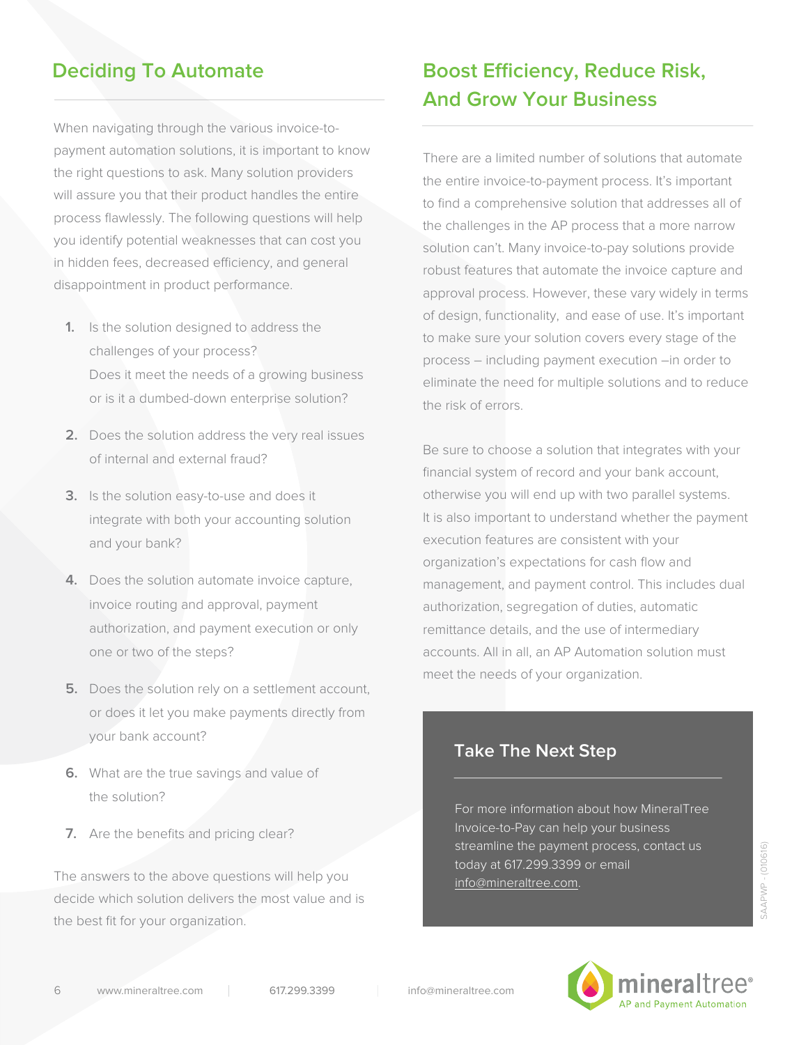## Deciding To Automate

When navigating through the various invoice-to-payment automation solutions, it is important to know the right questions to ask. Many solution providers will assure you that their product handles the entire process flawlessly. The following questions will help you identify potential weaknesses that can cost you in hidden fees, decreased efficiency, and general disappointment in product performance.

1. Is the solution designed to address the challenges of your process? Does it meet the needs of a growing business or is it a dumbed-down enterprise solution?
2. Does the solution address the very real issues of internal and external fraud?
3. Is the solution easy-to-use and does it integrate with both your accounting solution and your bank?
4. Does the solution automate invoice capture, invoice routing and approval, payment authorization, and payment execution or only one or two of the steps?
5. Does the solution rely on a settlement account, or does it let you make payments directly from your bank account?
6. What are the true savings and value of the solution?
7. Are the benefits and pricing clear?

The answers to the above questions will help you decide which solution delivers the most value and is the best fit for your organization.

## Boost Efficiency, Reduce Risk, And Grow Your Business

There are a limited number of solutions that automate the entire invoice-to-payment process. It's important to find a comprehensive solution that addresses all of the challenges in the AP process that a more narrow solution can't. Many invoice-to-pay solutions provide robust features that automate the invoice capture and approval process. However, these vary widely in terms of design, functionality, and ease of use. It's important to make sure your solution covers every stage of the process – including payment execution –in order to eliminate the need for multiple solutions and to reduce the risk of errors.

Be sure to choose a solution that integrates with your financial system of record and your bank account, otherwise you will end up with two parallel systems. It is also important to understand whether the payment execution features are consistent with your organization's expectations for cash flow and management, and payment control. This includes dual authorization, segregation of duties, automatic remittance details, and the use of intermediary accounts. All in all, an AP Automation solution must meet the needs of your organization.

### Take The Next Step

For more information about how MineralTree Invoice-to-Pay can help your business streamline the payment process, contact us today at 617.299.3399 or email info@mineraltree.com.

SAAPWP - (010616)

mineraltree® AP and Payment Automation